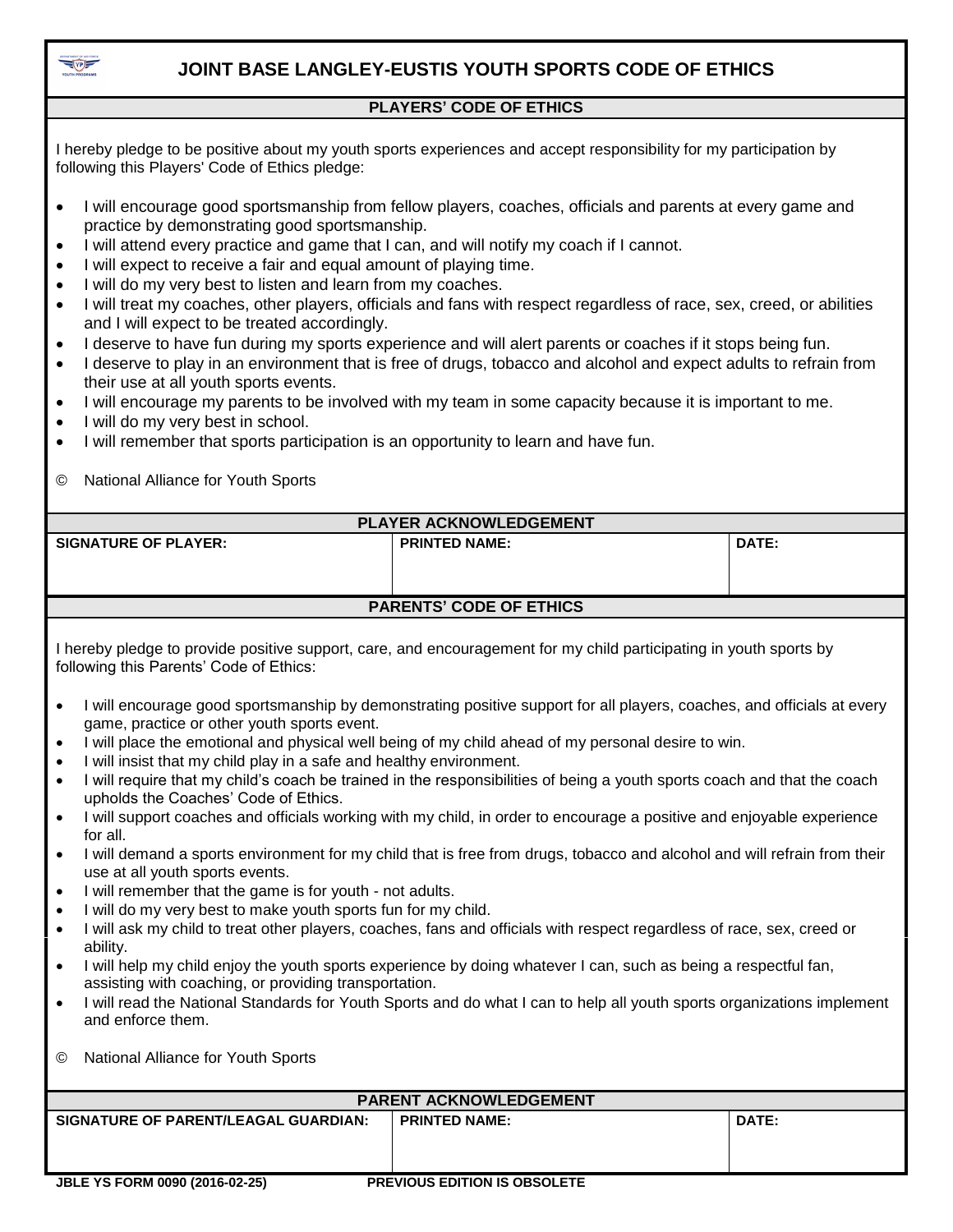# JOINT BASE LANGLEY-EUSTIS YOUTH SPORTS CODE OF ETHICS

## PLAYERS' CODE OF ETHICS

I hereby pledge to be positive about my youth sports experiences and accept responsibility for my participation by following this Players' Code of Ethics pledge:

- I will encourage good sportsmanship from fellow players, coaches, officials and parents at every game and practice by demonstrating good sportsmanship.
- I will attend every practice and game that I can, and will notify my coach if I cannot.
- I will expect to receive a fair and equal amount of playing time.
- I will do my very best to listen and learn from my coaches.
- I will treat my coaches, other players, officials and fans with respect regardless of race, sex, creed, or abilities and I will expect to be treated accordingly.
- I deserve to have fun during my sports experience and will alert parents or coaches if it stops being fun.
- I deserve to play in an environment that is free of drugs, tobacco and alcohol and expect adults to refrain from their use at all youth sports events.
- I will encourage my parents to be involved with my team in some capacity because it is important to me.
- I will do my very best in school.
- I will remember that sports participation is an opportunity to learn and have fun.

© National Alliance for Youth Sports

## PLAYER ACKNOWLEDGEMENT

| SIGNATURE OF PLAYER: | PRINTED NAME: | DATE: |
| --- | --- | --- |
| | | |

## PARENTS' CODE OF ETHICS

I hereby pledge to provide positive support, care, and encouragement for my child participating in youth sports by following this Parents' Code of Ethics:

- I will encourage good sportsmanship by demonstrating positive support for all players, coaches, and officials at every game, practice or other youth sports event.
- I will place the emotional and physical well being of my child ahead of my personal desire to win.
- I will insist that my child play in a safe and healthy environment.
- I will require that my child's coach be trained in the responsibilities of being a youth sports coach and that the coach upholds the Coaches' Code of Ethics.
- I will support coaches and officials working with my child, in order to encourage a positive and enjoyable experience for all.
- I will demand a sports environment for my child that is free from drugs, tobacco and alcohol and will refrain from their use at all youth sports events.
- I will remember that the game is for youth - not adults.
- I will do my very best to make youth sports fun for my child.
- I will ask my child to treat other players, coaches, fans and officials with respect regardless of race, sex, creed or ability.
- I will help my child enjoy the youth sports experience by doing whatever I can, such as being a respectful fan, assisting with coaching, or providing transportation.
- I will read the National Standards for Youth Sports and do what I can to help all youth sports organizations implement and enforce them.

© National Alliance for Youth Sports

## PARENT ACKNOWLEDGEMENT

| SIGNATURE OF PARENT/LEAGAL GUARDIAN: | PRINTED NAME: | DATE: |
| --- | --- | --- |
| | | |

JBLE YS FORM 0090 (2016-02-25) PREVIOUS EDITION IS OBSOLETE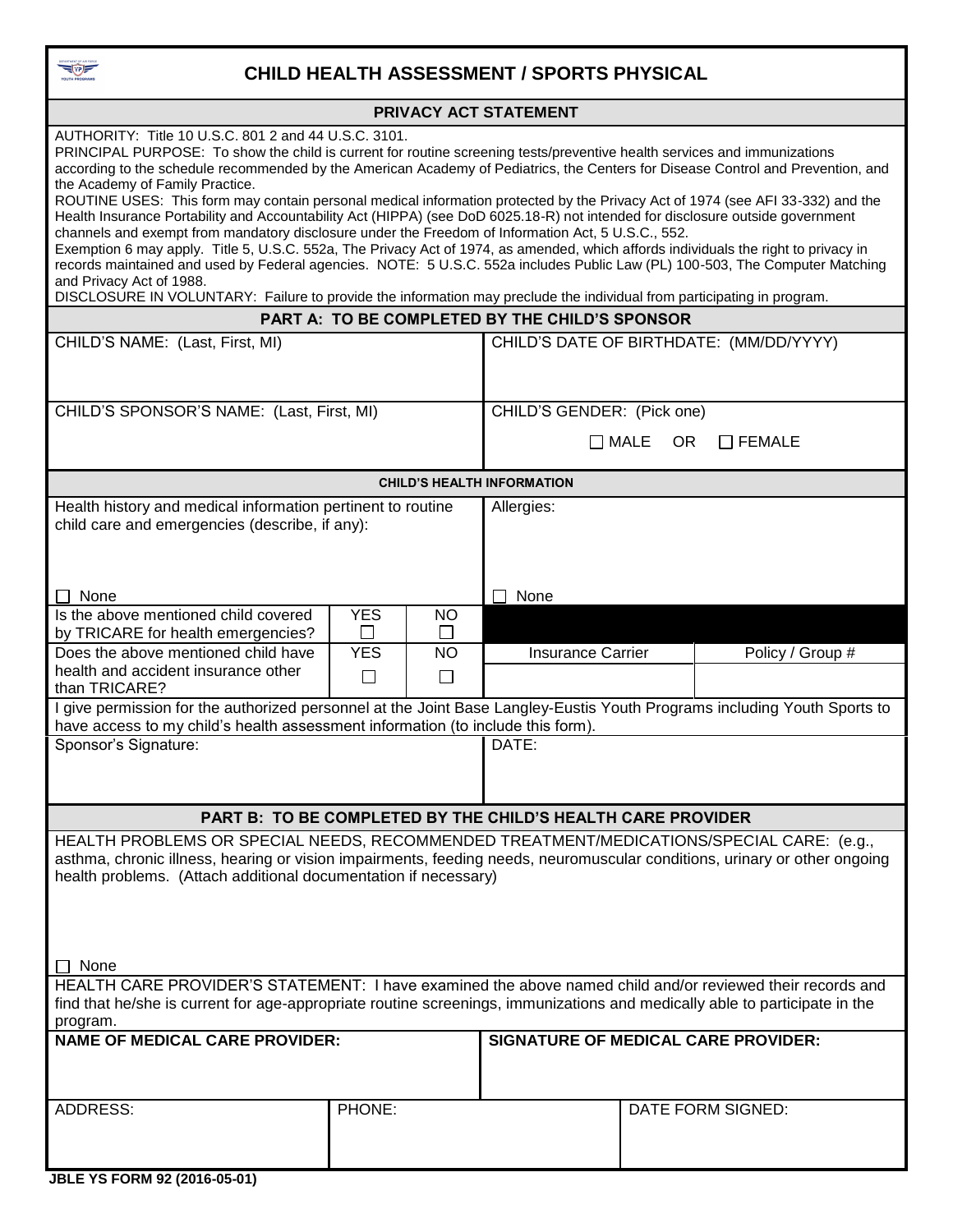# CHILD HEALTH ASSESSMENT / SPORTS PHYSICAL

## PRIVACY ACT STATEMENT

AUTHORITY: Title 10 U.S.C. 801 2 and 44 U.S.C. 3101.
PRINCIPAL PURPOSE: To show the child is current for routine screening tests/preventive health services and immunizations according to the schedule recommended by the American Academy of Pediatrics, the Centers for Disease Control and Prevention, and the Academy of Family Practice.
ROUTINE USES: This form may contain personal medical information protected by the Privacy Act of 1974 (see AFI 33-332) and the Health Insurance Portability and Accountability Act (HIPPA) (see DoD 6025.18-R) not intended for disclosure outside government channels and exempt from mandatory disclosure under the Freedom of Information Act, 5 U.S.C., 552.
Exemption 6 may apply. Title 5, U.S.C. 552a, The Privacy Act of 1974, as amended, which affords individuals the right to privacy in records maintained and used by Federal agencies. NOTE: 5 U.S.C. 552a includes Public Law (PL) 100-503, The Computer Matching and Privacy Act of 1988.
DISCLOSURE IN VOLUNTARY: Failure to provide the information may preclude the individual from participating in program.

## PART A: TO BE COMPLETED BY THE CHILD'S SPONSOR

| | |
|---|---|
| CHILD'S NAME: (Last, First, MI) | CHILD'S DATE OF BIRTHDATE: (MM/DD/YYYY) |
| CHILD'S SPONSOR'S NAME: (Last, First, MI) | CHILD'S GENDER: (Pick one) ☐ MALE OR ☐ FEMALE |

### CHILD'S HEALTH INFORMATION

| | | | | |
|---|---|---|---|---|
| Health history and medical information pertinent to routine child care and emergencies (describe, if any): ☐ None | | | Allergies: ☐ None | |
| Is the above mentioned child covered by TRICARE for health emergencies? | YES ☐ | NO ☐ | | |
| Does the above mentioned child have health and accident insurance other than TRICARE? | YES ☐ | NO ☐ | Insurance Carrier | Policy / Group # |

I give permission for the authorized personnel at the Joint Base Langley-Eustis Youth Programs including Youth Sports to have access to my child's health assessment information (to include this form).

| | |
|---|---|
| Sponsor's Signature: | DATE: |

## PART B: TO BE COMPLETED BY THE CHILD'S HEALTH CARE PROVIDER

HEALTH PROBLEMS OR SPECIAL NEEDS, RECOMMENDED TREATMENT/MEDICATIONS/SPECIAL CARE: (e.g., asthma, chronic illness, hearing or vision impairments, feeding needs, neuromuscular conditions, urinary or other ongoing health problems. (Attach additional documentation if necessary)

☐ None

HEALTH CARE PROVIDER'S STATEMENT: I have examined the above named child and/or reviewed their records and find that he/she is current for age-appropriate routine screenings, immunizations and medically able to participate in the program.

| | | |
|---|---|---|
| **NAME OF MEDICAL CARE PROVIDER:** | **SIGNATURE OF MEDICAL CARE PROVIDER:** | |
| ADDRESS: | PHONE: | DATE FORM SIGNED: |

**JBLE YS FORM 92 (2016-05-01)**